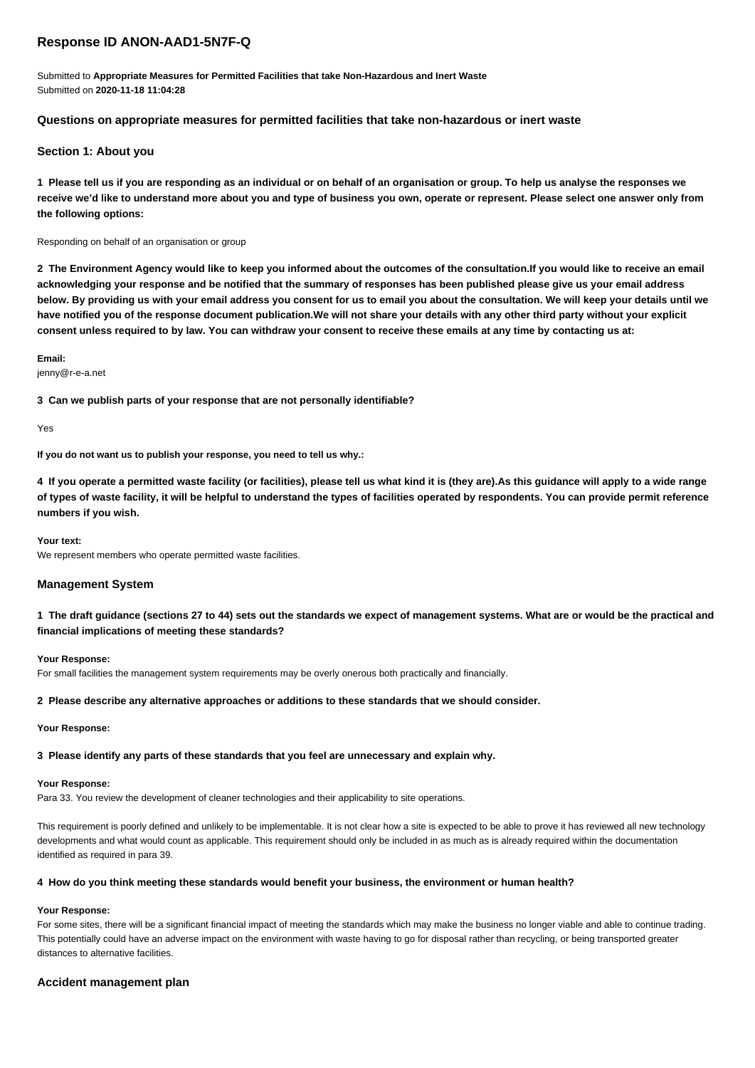# Response ID ANON-AAD1-5N7F-Q

Submitted to **Appropriate Measures for Permitted Facilities that take Non-Hazardous and Inert Waste**
Submitted on **2020-11-18 11:04:28**

### Questions on appropriate measures for permitted facilities that take non-hazardous or inert waste

### Section 1: About you

**1 Please tell us if you are responding as an individual or on behalf of an organisation or group. To help us analyse the responses we receive we'd like to understand more about you and type of business you own, operate or represent. Please select one answer only from the following options:**

Responding on behalf of an organisation or group

**2 The Environment Agency would like to keep you informed about the outcomes of the consultation.If you would like to receive an email acknowledging your response and be notified that the summary of responses has been published please give us your email address below. By providing us with your email address you consent for us to email you about the consultation. We will keep your details until we have notified you of the response document publication.We will not share your details with any other third party without your explicit consent unless required to by law. You can withdraw your consent to receive these emails at any time by contacting us at:**

**Email:**
jenny@r-e-a.net

**3 Can we publish parts of your response that are not personally identifiable?**

Yes

**If you do not want us to publish your response, you need to tell us why.:**

**4 If you operate a permitted waste facility (or facilities), please tell us what kind it is (they are).As this guidance will apply to a wide range of types of waste facility, it will be helpful to understand the types of facilities operated by respondents. You can provide permit reference numbers if you wish.**

**Your text:**
We represent members who operate permitted waste facilities.

### Management System

**1 The draft guidance (sections 27 to 44) sets out the standards we expect of management systems. What are or would be the practical and financial implications of meeting these standards?**

**Your Response:**
For small facilities the management system requirements may be overly onerous both practically and financially.

**2 Please describe any alternative approaches or additions to these standards that we should consider.**

**Your Response:**

**3 Please identify any parts of these standards that you feel are unnecessary and explain why.**

**Your Response:**
Para 33. You review the development of cleaner technologies and their applicability to site operations.

This requirement is poorly defined and unlikely to be implementable. It is not clear how a site is expected to be able to prove it has reviewed all new technology developments and what would count as applicable. This requirement should only be included in as much as is already required within the documentation identified as required in para 39.

**4 How do you think meeting these standards would benefit your business, the environment or human health?**

**Your Response:**
For some sites, there will be a significant financial impact of meeting the standards which may make the business no longer viable and able to continue trading. This potentially could have an adverse impact on the environment with waste having to go for disposal rather than recycling, or being transported greater distances to alternative facilities.

### Accident management plan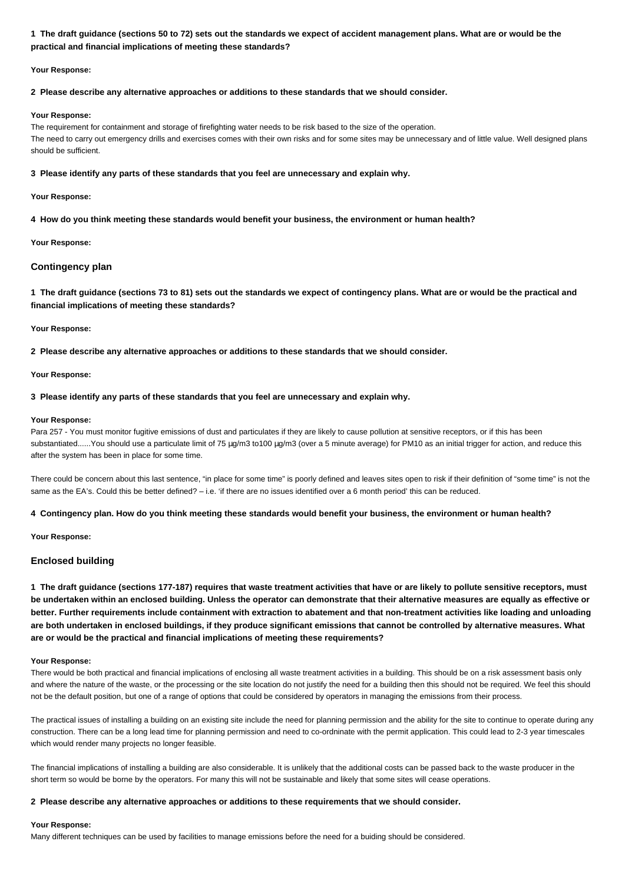**1 The draft guidance (sections 50 to 72) sets out the standards we expect of accident management plans. What are or would be the practical and financial implications of meeting these standards?**

**Your Response:**

**2 Please describe any alternative approaches or additions to these standards that we should consider.**

**Your Response:**

The requirement for containment and storage of firefighting water needs to be risk based to the size of the operation.

The need to carry out emergency drills and exercises comes with their own risks and for some sites may be unnecessary and of little value. Well designed plans should be sufficient.

**3 Please identify any parts of these standards that you feel are unnecessary and explain why.**

**Your Response:**

**4 How do you think meeting these standards would benefit your business, the environment or human health?**

**Your Response:**

### Contingency plan

**1 The draft guidance (sections 73 to 81) sets out the standards we expect of contingency plans. What are or would be the practical and financial implications of meeting these standards?**

**Your Response:**

**2 Please describe any alternative approaches or additions to these standards that we should consider.**

**Your Response:**

**3 Please identify any parts of these standards that you feel are unnecessary and explain why.**

**Your Response:**

Para 257 - You must monitor fugitive emissions of dust and particulates if they are likely to cause pollution at sensitive receptors, or if this has been substantiated......You should use a particulate limit of 75 µg/m3 to100 µg/m3 (over a 5 minute average) for PM10 as an initial trigger for action, and reduce this after the system has been in place for some time.

There could be concern about this last sentence, "in place for some time" is poorly defined and leaves sites open to risk if their definition of "some time" is not the same as the EA's. Could this be better defined? – i.e. 'if there are no issues identified over a 6 month period' this can be reduced.

**4 Contingency plan. How do you think meeting these standards would benefit your business, the environment or human health?**

**Your Response:**

### Enclosed building

**1 The draft guidance (sections 177-187) requires that waste treatment activities that have or are likely to pollute sensitive receptors, must be undertaken within an enclosed building. Unless the operator can demonstrate that their alternative measures are equally as effective or better. Further requirements include containment with extraction to abatement and that non-treatment activities like loading and unloading are both undertaken in enclosed buildings, if they produce significant emissions that cannot be controlled by alternative measures. What are or would be the practical and financial implications of meeting these requirements?**

**Your Response:**

There would be both practical and financial implications of enclosing all waste treatment activities in a building. This should be on a risk assessment basis only and where the nature of the waste, or the processing or the site location do not justify the need for a building then this should not be required. We feel this should not be the default position, but one of a range of options that could be considered by operators in managing the emissions from their process.

The practical issues of installing a building on an existing site include the need for planning permission and the ability for the site to continue to operate during any construction. There can be a long lead time for planning permission and need to co-ordinate with the permit application. This could lead to 2-3 year timescales which would render many projects no longer feasible.

The financial implications of installing a building are also considerable. It is unlikely that the additional costs can be passed back to the waste producer in the short term so would be borne by the operators. For many this will not be sustainable and likely that some sites will cease operations.

**2 Please describe any alternative approaches or additions to these requirements that we should consider.**

**Your Response:**

Many different techniques can be used by facilities to manage emissions before the need for a buiding should be considered.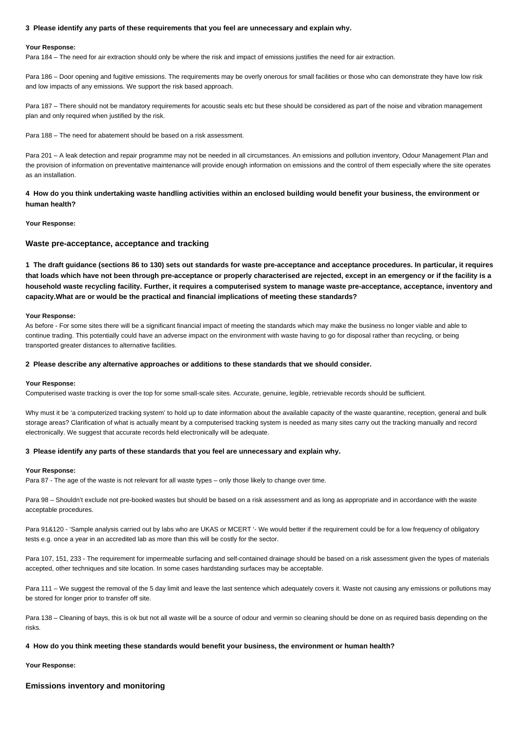**3 Please identify any parts of these requirements that you feel are unnecessary and explain why.**

**Your Response:**

Para 184 – The need for air extraction should only be where the risk and impact of emissions justifies the need for air extraction.

Para 186 – Door opening and fugitive emissions. The requirements may be overly onerous for small facilities or those who can demonstrate they have low risk and low impacts of any emissions. We support the risk based approach.

Para 187 – There should not be mandatory requirements for acoustic seals etc but these should be considered as part of the noise and vibration management plan and only required when justified by the risk.

Para 188 – The need for abatement should be based on a risk assessment.

Para 201 – A leak detection and repair programme may not be needed in all circumstances. An emissions and pollution inventory, Odour Management Plan and the provision of information on preventative maintenance will provide enough information on emissions and the control of them especially where the site operates as an installation.

**4 How do you think undertaking waste handling activities within an enclosed building would benefit your business, the environment or human health?**

**Your Response:**

### Waste pre-acceptance, acceptance and tracking

**1 The draft guidance (sections 86 to 130) sets out standards for waste pre-acceptance and acceptance procedures. In particular, it requires that loads which have not been through pre-acceptance or properly characterised are rejected, except in an emergency or if the facility is a household waste recycling facility. Further, it requires a computerised system to manage waste pre-acceptance, acceptance, inventory and capacity.What are or would be the practical and financial implications of meeting these standards?**

**Your Response:**

As before - For some sites there will be a significant financial impact of meeting the standards which may make the business no longer viable and able to continue trading. This potentially could have an adverse impact on the environment with waste having to go for disposal rather than recycling, or being transported greater distances to alternative facilities.

**2 Please describe any alternative approaches or additions to these standards that we should consider.**

**Your Response:**

Computerised waste tracking is over the top for some small-scale sites. Accurate, genuine, legible, retrievable records should be sufficient.

Why must it be 'a computerized tracking system' to hold up to date information about the available capacity of the waste quarantine, reception, general and bulk storage areas? Clarification of what is actually meant by a computerised tracking system is needed as many sites carry out the tracking manually and record electronically. We suggest that accurate records held electronically will be adequate.

**3 Please identify any parts of these standards that you feel are unnecessary and explain why.**

**Your Response:**

Para 87 - The age of the waste is not relevant for all waste types – only those likely to change over time.

Para 98 – Shouldn't exclude not pre-booked wastes but should be based on a risk assessment and as long as appropriate and in accordance with the waste acceptable procedures.

Para 91&120 - 'Sample analysis carried out by labs who are UKAS or MCERT '- We would better if the requirement could be for a low frequency of obligatory tests e.g. once a year in an accredited lab as more than this will be costly for the sector.

Para 107, 151, 233 - The requirement for impermeable surfacing and self-contained drainage should be based on a risk assessment given the types of materials accepted, other techniques and site location. In some cases hardstanding surfaces may be acceptable.

Para 111 – We suggest the removal of the 5 day limit and leave the last sentence which adequately covers it. Waste not causing any emissions or pollutions may be stored for longer prior to transfer off site.

Para 138 – Cleaning of bays, this is ok but not all waste will be a source of odour and vermin so cleaning should be done on as required basis depending on the risks.

**4 How do you think meeting these standards would benefit your business, the environment or human health?**

**Your Response:**

### Emissions inventory and monitoring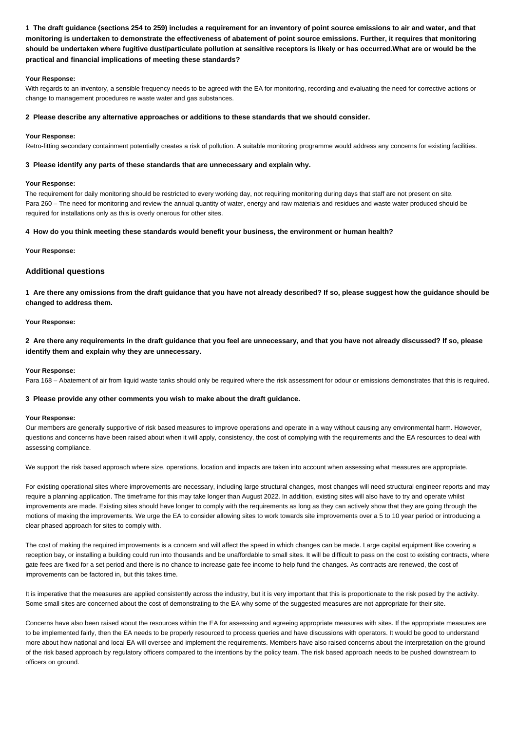**1 The draft guidance (sections 254 to 259) includes a requirement for an inventory of point source emissions to air and water, and that monitoring is undertaken to demonstrate the effectiveness of abatement of point source emissions. Further, it requires that monitoring should be undertaken where fugitive dust/particulate pollution at sensitive receptors is likely or has occurred.What are or would be the practical and financial implications of meeting these standards?**

**Your Response:**

With regards to an inventory, a sensible frequency needs to be agreed with the EA for monitoring, recording and evaluating the need for corrective actions or change to management procedures re waste water and gas substances.

**2 Please describe any alternative approaches or additions to these standards that we should consider.**

**Your Response:**

Retro-fitting secondary containment potentially creates a risk of pollution. A suitable monitoring programme would address any concerns for existing facilities.

**3 Please identify any parts of these standards that are unnecessary and explain why.**

**Your Response:**

The requirement for daily monitoring should be restricted to every working day, not requiring monitoring during days that staff are not present on site.
Para 260 – The need for monitoring and review the annual quantity of water, energy and raw materials and residues and waste water produced should be required for installations only as this is overly onerous for other sites.

**4 How do you think meeting these standards would benefit your business, the environment or human health?**

**Your Response:**

## Additional questions

**1 Are there any omissions from the draft guidance that you have not already described? If so, please suggest how the guidance should be changed to address them.**

**Your Response:**

**2 Are there any requirements in the draft guidance that you feel are unnecessary, and that you have not already discussed? If so, please identify them and explain why they are unnecessary.**

**Your Response:**

Para 168 – Abatement of air from liquid waste tanks should only be required where the risk assessment for odour or emissions demonstrates that this is required.

**3 Please provide any other comments you wish to make about the draft guidance.**

**Your Response:**

Our members are generally supportive of risk based measures to improve operations and operate in a way without causing any environmental harm. However, questions and concerns have been raised about when it will apply, consistency, the cost of complying with the requirements and the EA resources to deal with assessing compliance.

We support the risk based approach where size, operations, location and impacts are taken into account when assessing what measures are appropriate.

For existing operational sites where improvements are necessary, including large structural changes, most changes will need structural engineer reports and may require a planning application. The timeframe for this may take longer than August 2022. In addition, existing sites will also have to try and operate whilst improvements are made. Existing sites should have longer to comply with the requirements as long as they can actively show that they are going through the motions of making the improvements. We urge the EA to consider allowing sites to work towards site improvements over a 5 to 10 year period or introducing a clear phased approach for sites to comply with.

The cost of making the required improvements is a concern and will affect the speed in which changes can be made. Large capital equipment like covering a reception bay, or installing a building could run into thousands and be unaffordable to small sites. It will be difficult to pass on the cost to existing contracts, where gate fees are fixed for a set period and there is no chance to increase gate fee income to help fund the changes. As contracts are renewed, the cost of improvements can be factored in, but this takes time.

It is imperative that the measures are applied consistently across the industry, but it is very important that this is proportionate to the risk posed by the activity. Some small sites are concerned about the cost of demonstrating to the EA why some of the suggested measures are not appropriate for their site.

Concerns have also been raised about the resources within the EA for assessing and agreeing appropriate measures with sites. If the appropriate measures are to be implemented fairly, then the EA needs to be properly resourced to process queries and have discussions with operators. It would be good to understand more about how national and local EA will oversee and implement the requirements. Members have also raised concerns about the interpretation on the ground of the risk based approach by regulatory officers compared to the intentions by the policy team. The risk based approach needs to be pushed downstream to officers on ground.